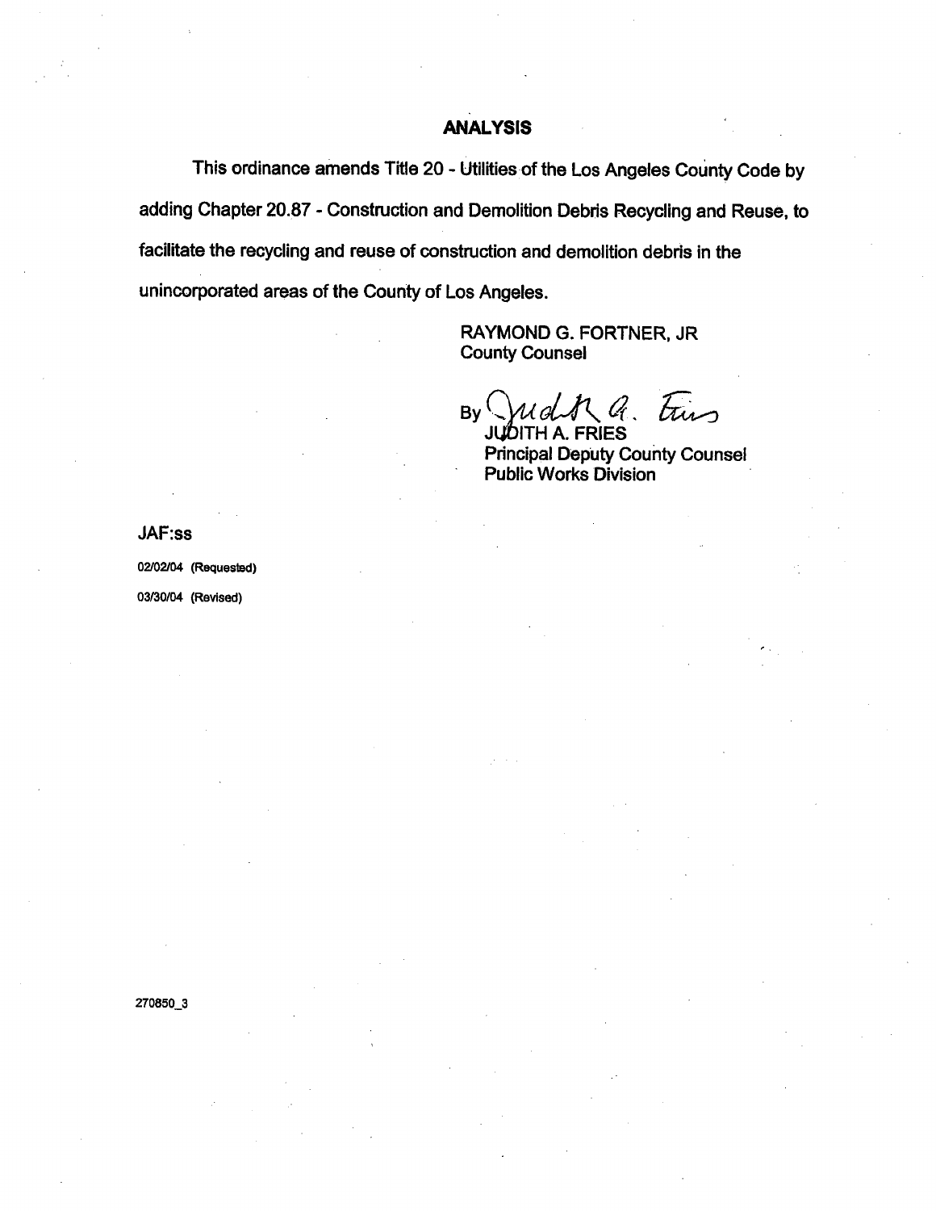## ANALYSIS

This ordinance amends Title 20 - Utilities of the Los Angeles County Code by adding Chapter 20.87 - Construction and Demolition Debris Recycling and Reuse, to facilitate the recycling and reuse of construction and demolition debris in the unincorporated areas of the County of Los Angeles.

RAYMOND G. FORTNER, JR
County Counsel

By Judith A. Fries
JUDITH A. FRIES
Principal Deputy County Counsel
Public Works Division

JAF:ss

02/02/04 (Requested)

03/30/04 (Revised)

270850_3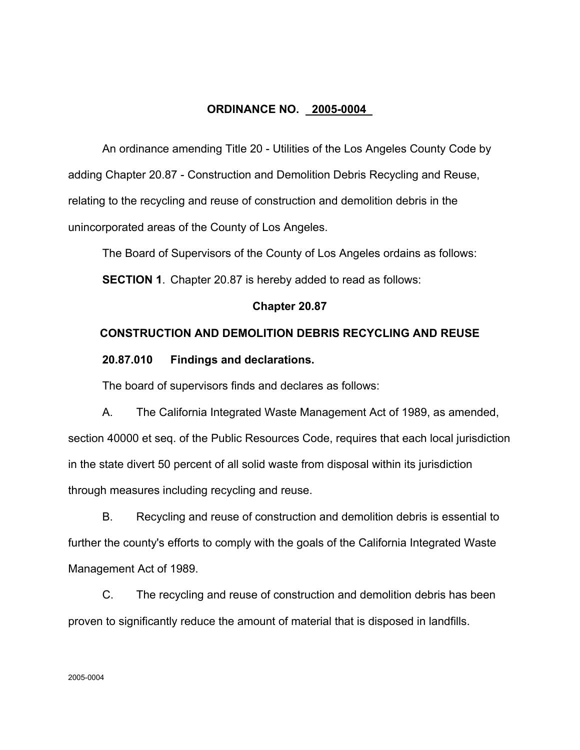**ORDINANCE NO. 2005-0004**

An ordinance amending Title 20 - Utilities of the Los Angeles County Code by adding Chapter 20.87 - Construction and Demolition Debris Recycling and Reuse, relating to the recycling and reuse of construction and demolition debris in the unincorporated areas of the County of Los Angeles.

The Board of Supervisors of the County of Los Angeles ordains as follows:

**SECTION 1**. Chapter 20.87 is hereby added to read as follows:

## Chapter 20.87

## CONSTRUCTION AND DEMOLITION DEBRIS RECYCLING AND REUSE

### 20.87.010 Findings and declarations.

The board of supervisors finds and declares as follows:

A. The California Integrated Waste Management Act of 1989, as amended, section 40000 et seq. of the Public Resources Code, requires that each local jurisdiction in the state divert 50 percent of all solid waste from disposal within its jurisdiction through measures including recycling and reuse.

B. Recycling and reuse of construction and demolition debris is essential to further the county's efforts to comply with the goals of the California Integrated Waste Management Act of 1989.

C. The recycling and reuse of construction and demolition debris has been proven to significantly reduce the amount of material that is disposed in landfills.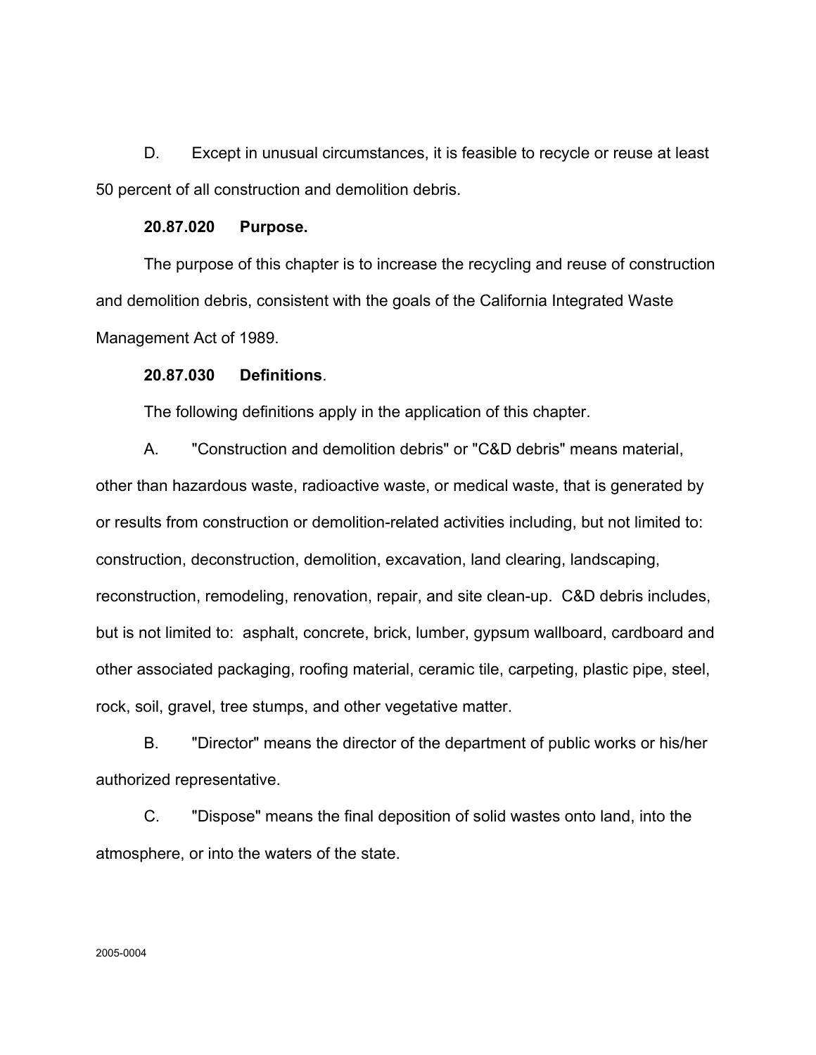D. Except in unusual circumstances, it is feasible to recycle or reuse at least 50 percent of all construction and demolition debris.

**20.87.020 Purpose.**

The purpose of this chapter is to increase the recycling and reuse of construction and demolition debris, consistent with the goals of the California Integrated Waste Management Act of 1989.

**20.87.030 Definitions**.

The following definitions apply in the application of this chapter.

A. "Construction and demolition debris" or "C&D debris" means material, other than hazardous waste, radioactive waste, or medical waste, that is generated by or results from construction or demolition-related activities including, but not limited to: construction, deconstruction, demolition, excavation, land clearing, landscaping, reconstruction, remodeling, renovation, repair, and site clean-up. C&D debris includes, but is not limited to: asphalt, concrete, brick, lumber, gypsum wallboard, cardboard and other associated packaging, roofing material, ceramic tile, carpeting, plastic pipe, steel, rock, soil, gravel, tree stumps, and other vegetative matter.

B. "Director" means the director of the department of public works or his/her authorized representative.

C. "Dispose" means the final deposition of solid wastes onto land, into the atmosphere, or into the waters of the state.

2005-0004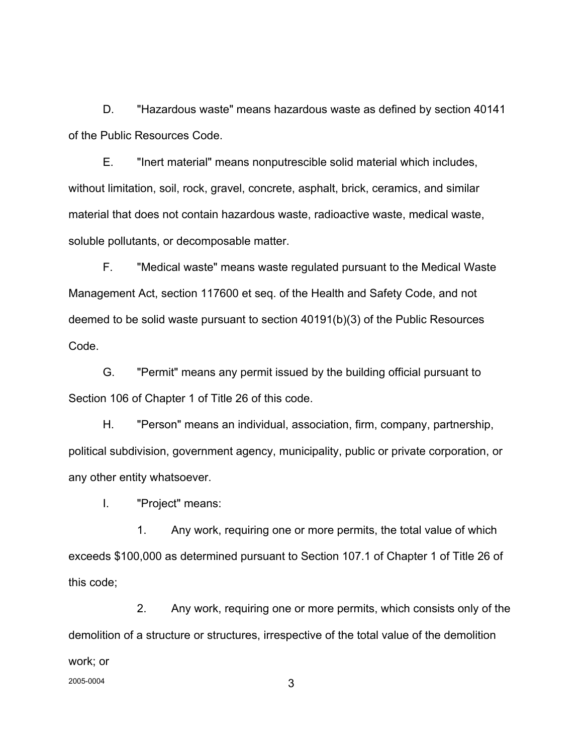D. "Hazardous waste" means hazardous waste as defined by section 40141 of the Public Resources Code.

E. "Inert material" means nonputrescible solid material which includes, without limitation, soil, rock, gravel, concrete, asphalt, brick, ceramics, and similar material that does not contain hazardous waste, radioactive waste, medical waste, soluble pollutants, or decomposable matter.

F. "Medical waste" means waste regulated pursuant to the Medical Waste Management Act, section 117600 et seq. of the Health and Safety Code, and not deemed to be solid waste pursuant to section 40191(b)(3) of the Public Resources Code.

G. "Permit" means any permit issued by the building official pursuant to Section 106 of Chapter 1 of Title 26 of this code.

H. "Person" means an individual, association, firm, company, partnership, political subdivision, government agency, municipality, public or private corporation, or any other entity whatsoever.

I. "Project" means:

1. Any work, requiring one or more permits, the total value of which exceeds $100,000 as determined pursuant to Section 107.1 of Chapter 1 of Title 26 of this code;

2. Any work, requiring one or more permits, which consists only of the demolition of a structure or structures, irrespective of the total value of the demolition work; or

2005-0004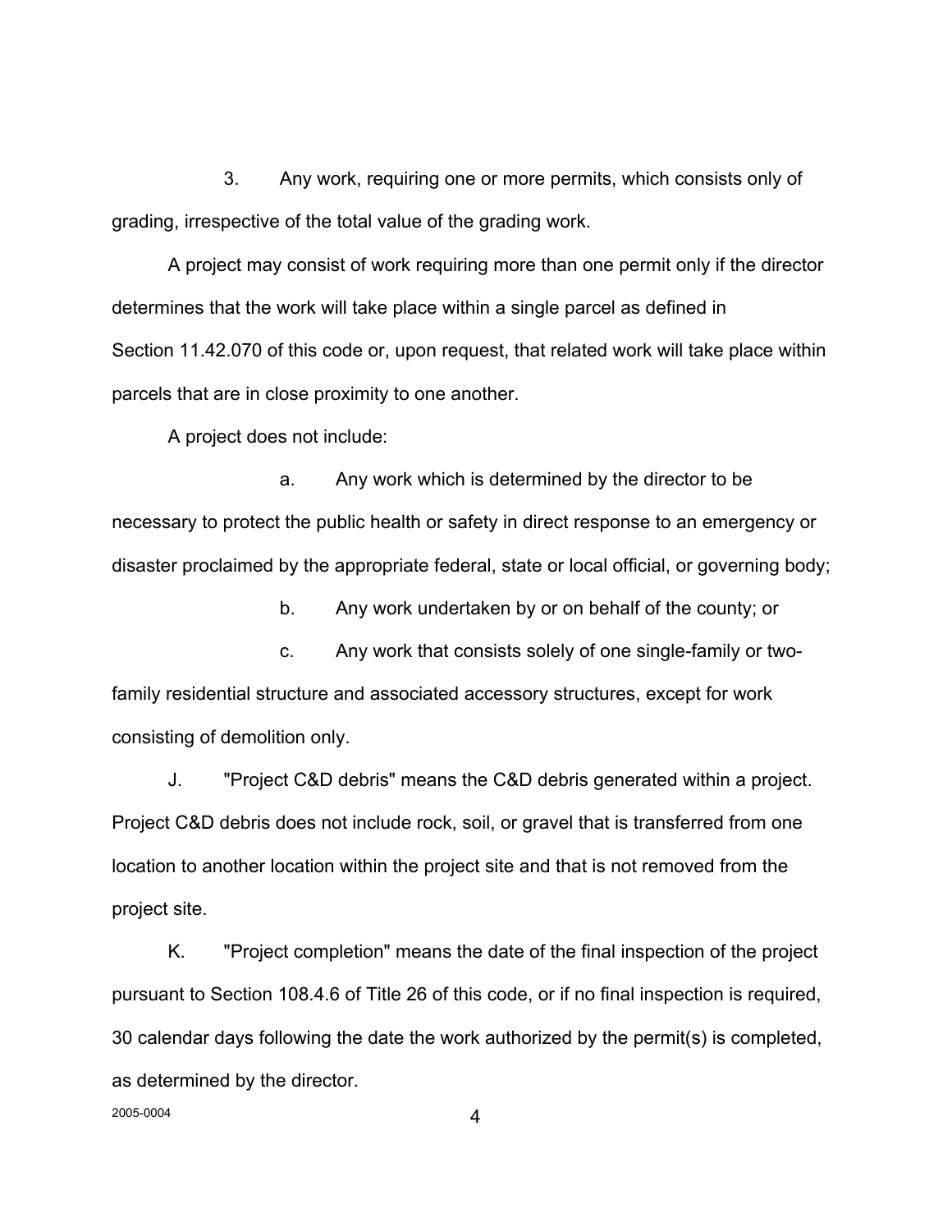3. Any work, requiring one or more permits, which consists only of grading, irrespective of the total value of the grading work.

A project may consist of work requiring more than one permit only if the director determines that the work will take place within a single parcel as defined in Section 11.42.070 of this code or, upon request, that related work will take place within parcels that are in close proximity to one another.

A project does not include:

a. Any work which is determined by the director to be necessary to protect the public health or safety in direct response to an emergency or disaster proclaimed by the appropriate federal, state or local official, or governing body;

b. Any work undertaken by or on behalf of the county; or

c. Any work that consists solely of one single-family or two-family residential structure and associated accessory structures, except for work consisting of demolition only.

J. "Project C&D debris" means the C&D debris generated within a project. Project C&D debris does not include rock, soil, or gravel that is transferred from one location to another location within the project site and that is not removed from the project site.

K. "Project completion" means the date of the final inspection of the project pursuant to Section 108.4.6 of Title 26 of this code, or if no final inspection is required, 30 calendar days following the date the work authorized by the permit(s) is completed, as determined by the director.

2005-0004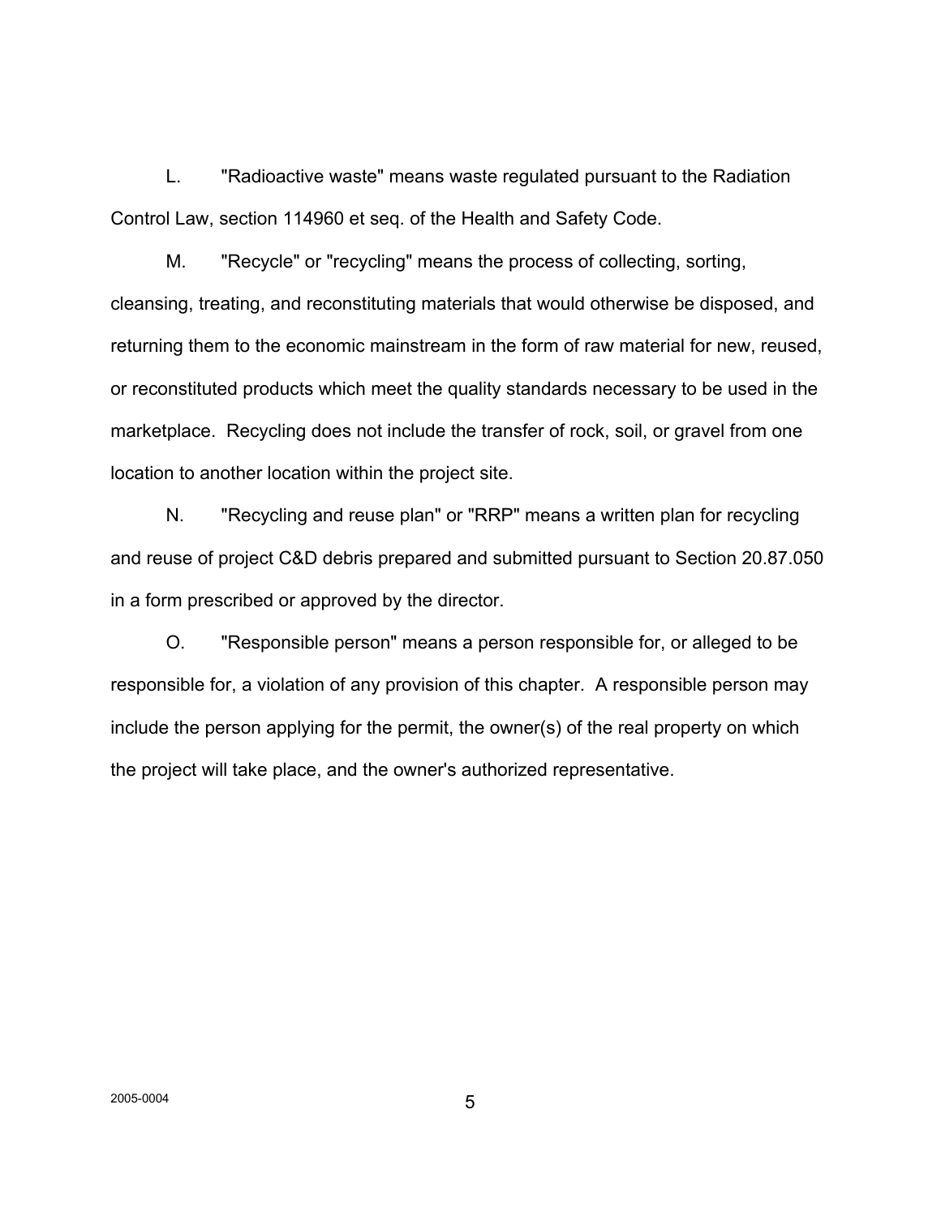L. "Radioactive waste" means waste regulated pursuant to the Radiation Control Law, section 114960 et seq. of the Health and Safety Code.

M. "Recycle" or "recycling" means the process of collecting, sorting, cleansing, treating, and reconstituting materials that would otherwise be disposed, and returning them to the economic mainstream in the form of raw material for new, reused, or reconstituted products which meet the quality standards necessary to be used in the marketplace. Recycling does not include the transfer of rock, soil, or gravel from one location to another location within the project site.

N. "Recycling and reuse plan" or "RRP" means a written plan for recycling and reuse of project C&D debris prepared and submitted pursuant to Section 20.87.050 in a form prescribed or approved by the director.

O. "Responsible person" means a person responsible for, or alleged to be responsible for, a violation of any provision of this chapter. A responsible person may include the person applying for the permit, the owner(s) of the real property on which the project will take place, and the owner's authorized representative.

2005-0004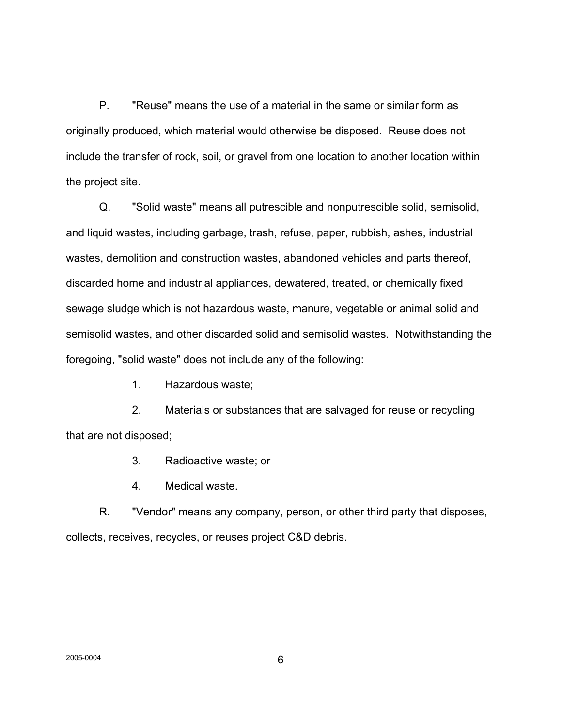P. "Reuse" means the use of a material in the same or similar form as originally produced, which material would otherwise be disposed. Reuse does not include the transfer of rock, soil, or gravel from one location to another location within the project site.

Q. "Solid waste" means all putrescible and nonputrescible solid, semisolid, and liquid wastes, including garbage, trash, refuse, paper, rubbish, ashes, industrial wastes, demolition and construction wastes, abandoned vehicles and parts thereof, discarded home and industrial appliances, dewatered, treated, or chemically fixed sewage sludge which is not hazardous waste, manure, vegetable or animal solid and semisolid wastes, and other discarded solid and semisolid wastes. Notwithstanding the foregoing, "solid waste" does not include any of the following:

1. Hazardous waste;

2. Materials or substances that are salvaged for reuse or recycling that are not disposed;

3. Radioactive waste; or

4. Medical waste.

R. "Vendor" means any company, person, or other third party that disposes, collects, receives, recycles, or reuses project C&D debris.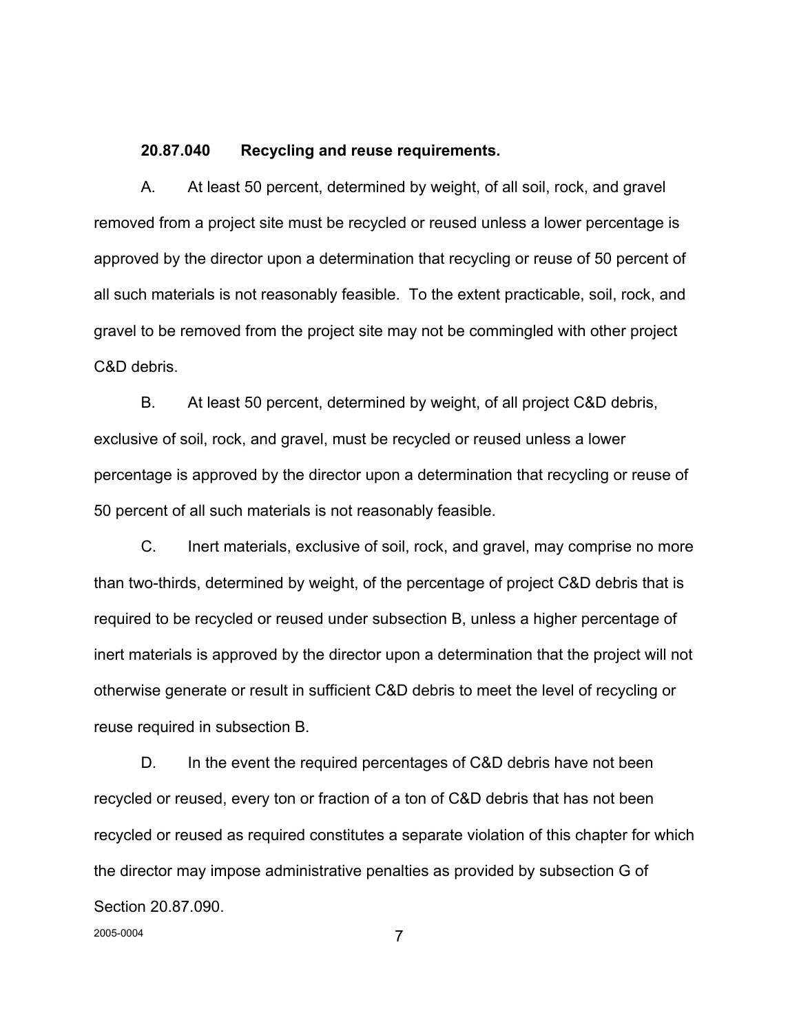**20.87.040 Recycling and reuse requirements.**

A. At least 50 percent, determined by weight, of all soil, rock, and gravel removed from a project site must be recycled or reused unless a lower percentage is approved by the director upon a determination that recycling or reuse of 50 percent of all such materials is not reasonably feasible. To the extent practicable, soil, rock, and gravel to be removed from the project site may not be commingled with other project C&D debris.

B. At least 50 percent, determined by weight, of all project C&D debris, exclusive of soil, rock, and gravel, must be recycled or reused unless a lower percentage is approved by the director upon a determination that recycling or reuse of 50 percent of all such materials is not reasonably feasible.

C. Inert materials, exclusive of soil, rock, and gravel, may comprise no more than two-thirds, determined by weight, of the percentage of project C&D debris that is required to be recycled or reused under subsection B, unless a higher percentage of inert materials is approved by the director upon a determination that the project will not otherwise generate or result in sufficient C&D debris to meet the level of recycling or reuse required in subsection B.

D. In the event the required percentages of C&D debris have not been recycled or reused, every ton or fraction of a ton of C&D debris that has not been recycled or reused as required constitutes a separate violation of this chapter for which the director may impose administrative penalties as provided by subsection G of Section 20.87.090.

2005-0004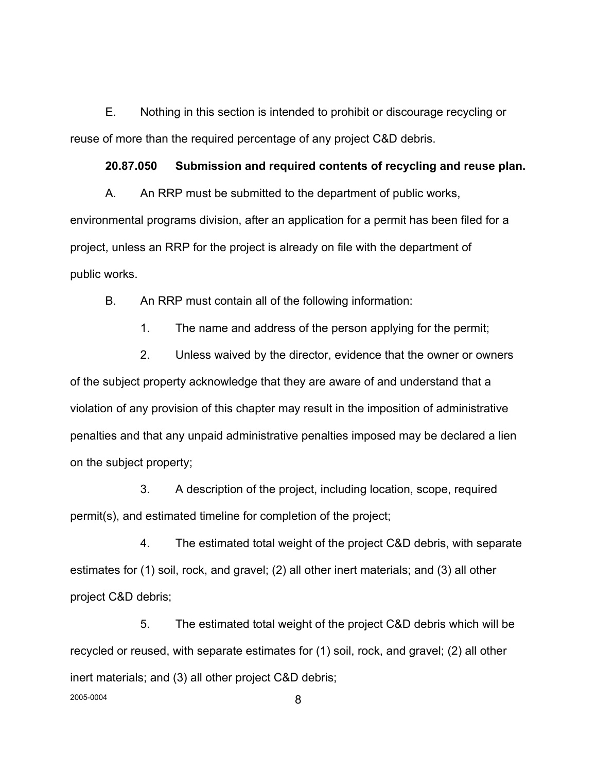E. Nothing in this section is intended to prohibit or discourage recycling or reuse of more than the required percentage of any project C&D debris.

**20.87.050 Submission and required contents of recycling and reuse plan.**

A. An RRP must be submitted to the department of public works, environmental programs division, after an application for a permit has been filed for a project, unless an RRP for the project is already on file with the department of public works.

B. An RRP must contain all of the following information:

1. The name and address of the person applying for the permit;

2. Unless waived by the director, evidence that the owner or owners of the subject property acknowledge that they are aware of and understand that a violation of any provision of this chapter may result in the imposition of administrative penalties and that any unpaid administrative penalties imposed may be declared a lien on the subject property;

3. A description of the project, including location, scope, required permit(s), and estimated timeline for completion of the project;

4. The estimated total weight of the project C&D debris, with separate estimates for (1) soil, rock, and gravel; (2) all other inert materials; and (3) all other project C&D debris;

5. The estimated total weight of the project C&D debris which will be recycled or reused, with separate estimates for (1) soil, rock, and gravel; (2) all other inert materials; and (3) all other project C&D debris;

2005-0004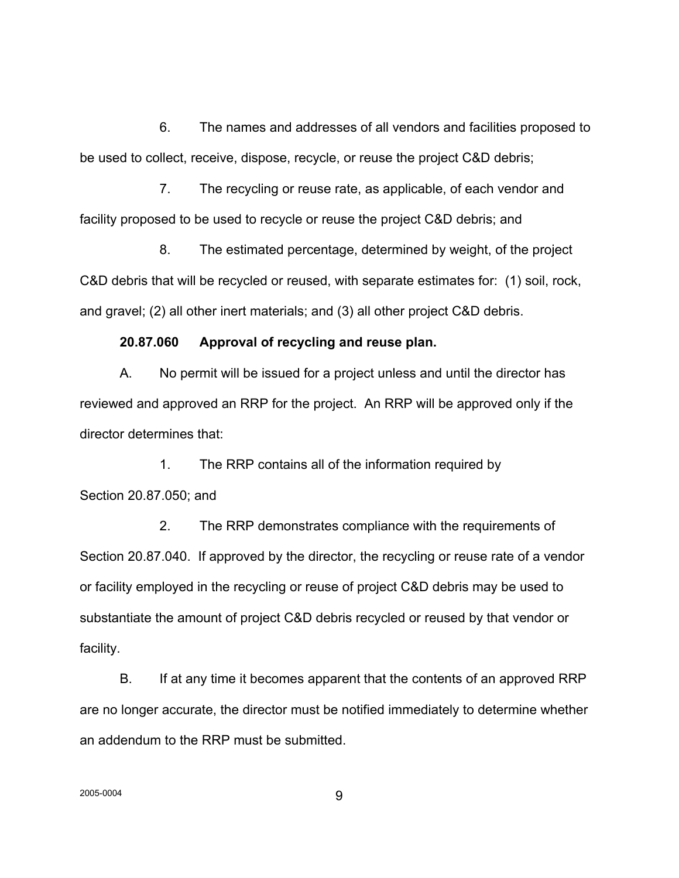6. The names and addresses of all vendors and facilities proposed to be used to collect, receive, dispose, recycle, or reuse the project C&D debris;

7. The recycling or reuse rate, as applicable, of each vendor and facility proposed to be used to recycle or reuse the project C&D debris; and

8. The estimated percentage, determined by weight, of the project C&D debris that will be recycled or reused, with separate estimates for: (1) soil, rock, and gravel; (2) all other inert materials; and (3) all other project C&D debris.

**20.87.060 Approval of recycling and reuse plan.**

A. No permit will be issued for a project unless and until the director has reviewed and approved an RRP for the project. An RRP will be approved only if the director determines that:

1. The RRP contains all of the information required by Section 20.87.050; and

2. The RRP demonstrates compliance with the requirements of Section 20.87.040. If approved by the director, the recycling or reuse rate of a vendor or facility employed in the recycling or reuse of project C&D debris may be used to substantiate the amount of project C&D debris recycled or reused by that vendor or facility.

B. If at any time it becomes apparent that the contents of an approved RRP are no longer accurate, the director must be notified immediately to determine whether an addendum to the RRP must be submitted.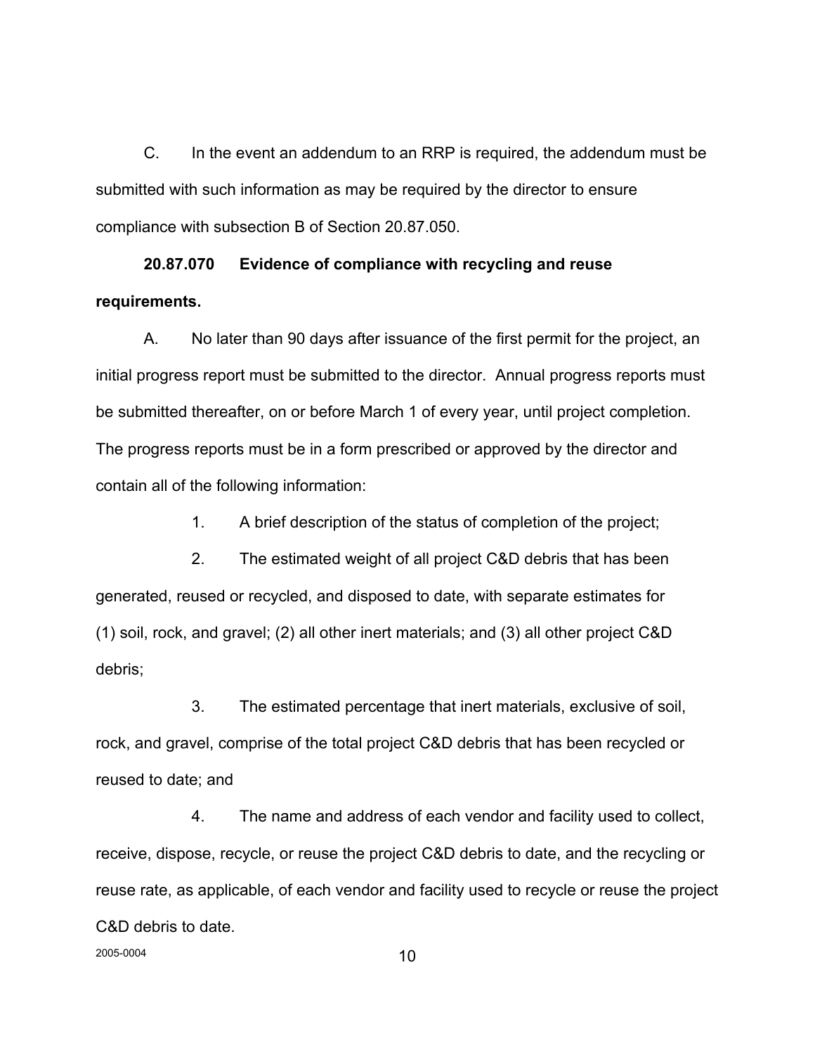C. In the event an addendum to an RRP is required, the addendum must be submitted with such information as may be required by the director to ensure compliance with subsection B of Section 20.87.050.

**20.87.070 Evidence of compliance with recycling and reuse requirements.**

A. No later than 90 days after issuance of the first permit for the project, an initial progress report must be submitted to the director. Annual progress reports must be submitted thereafter, on or before March 1 of every year, until project completion. The progress reports must be in a form prescribed or approved by the director and contain all of the following information:

1. A brief description of the status of completion of the project;

2. The estimated weight of all project C&D debris that has been generated, reused or recycled, and disposed to date, with separate estimates for (1) soil, rock, and gravel; (2) all other inert materials; and (3) all other project C&D debris;

3. The estimated percentage that inert materials, exclusive of soil, rock, and gravel, comprise of the total project C&D debris that has been recycled or reused to date; and

4. The name and address of each vendor and facility used to collect, receive, dispose, recycle, or reuse the project C&D debris to date, and the recycling or reuse rate, as applicable, of each vendor and facility used to recycle or reuse the project C&D debris to date.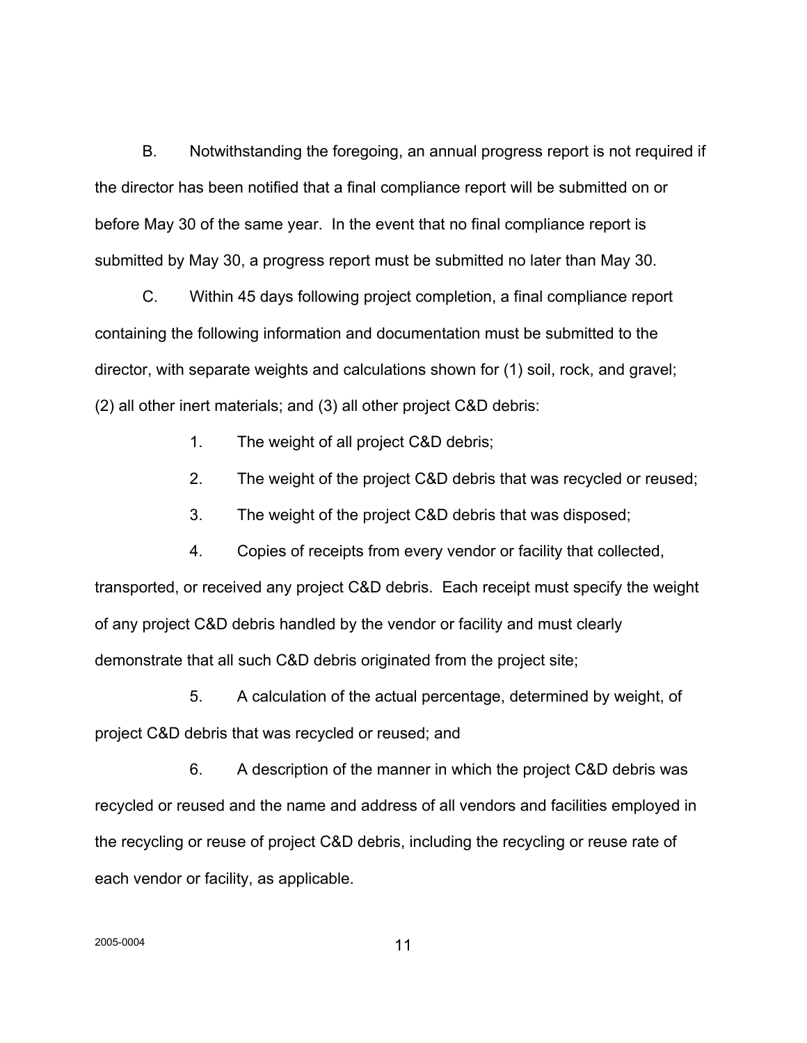B. Notwithstanding the foregoing, an annual progress report is not required if the director has been notified that a final compliance report will be submitted on or before May 30 of the same year. In the event that no final compliance report is submitted by May 30, a progress report must be submitted no later than May 30.

C. Within 45 days following project completion, a final compliance report containing the following information and documentation must be submitted to the director, with separate weights and calculations shown for (1) soil, rock, and gravel; (2) all other inert materials; and (3) all other project C&D debris:

1. The weight of all project C&D debris;
2. The weight of the project C&D debris that was recycled or reused;
3. The weight of the project C&D debris that was disposed;
4. Copies of receipts from every vendor or facility that collected, transported, or received any project C&D debris. Each receipt must specify the weight of any project C&D debris handled by the vendor or facility and must clearly demonstrate that all such C&D debris originated from the project site;
5. A calculation of the actual percentage, determined by weight, of project C&D debris that was recycled or reused; and
6. A description of the manner in which the project C&D debris was recycled or reused and the name and address of all vendors and facilities employed in the recycling or reuse of project C&D debris, including the recycling or reuse rate of each vendor or facility, as applicable.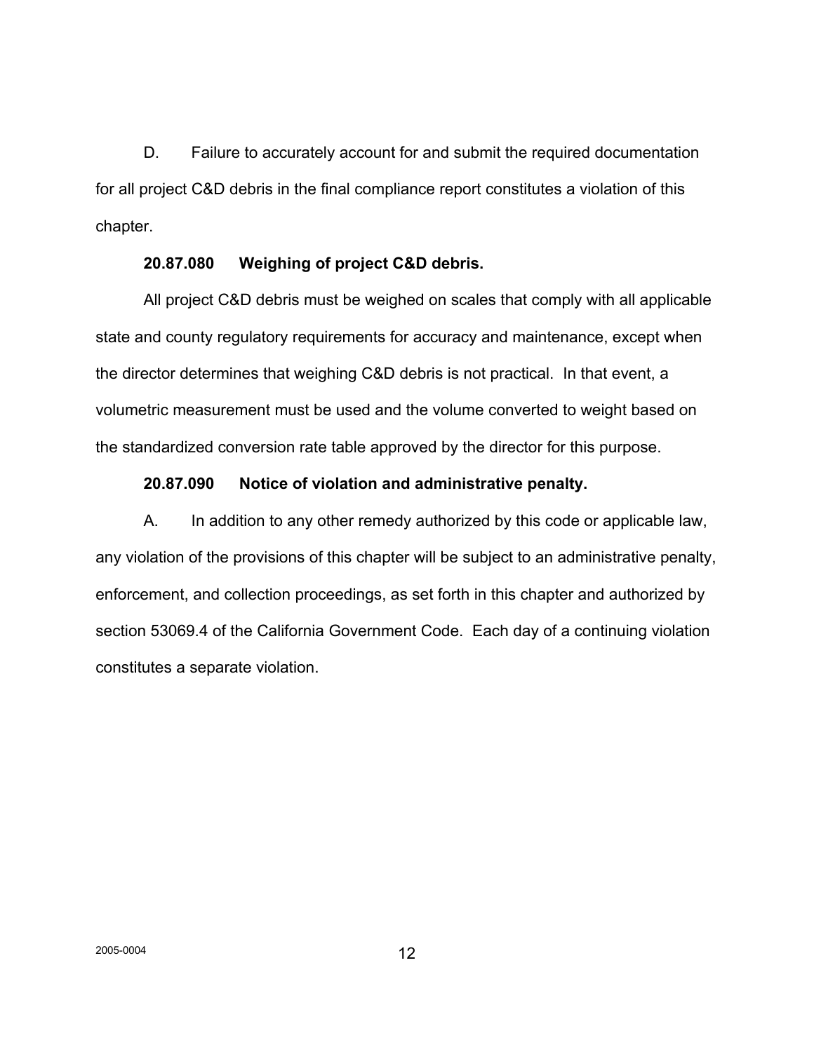D. Failure to accurately account for and submit the required documentation for all project C&D debris in the final compliance report constitutes a violation of this chapter.

**20.87.080 Weighing of project C&D debris.**

All project C&D debris must be weighed on scales that comply with all applicable state and county regulatory requirements for accuracy and maintenance, except when the director determines that weighing C&D debris is not practical. In that event, a volumetric measurement must be used and the volume converted to weight based on the standardized conversion rate table approved by the director for this purpose.

**20.87.090 Notice of violation and administrative penalty.**

A. In addition to any other remedy authorized by this code or applicable law, any violation of the provisions of this chapter will be subject to an administrative penalty, enforcement, and collection proceedings, as set forth in this chapter and authorized by section 53069.4 of the California Government Code. Each day of a continuing violation constitutes a separate violation.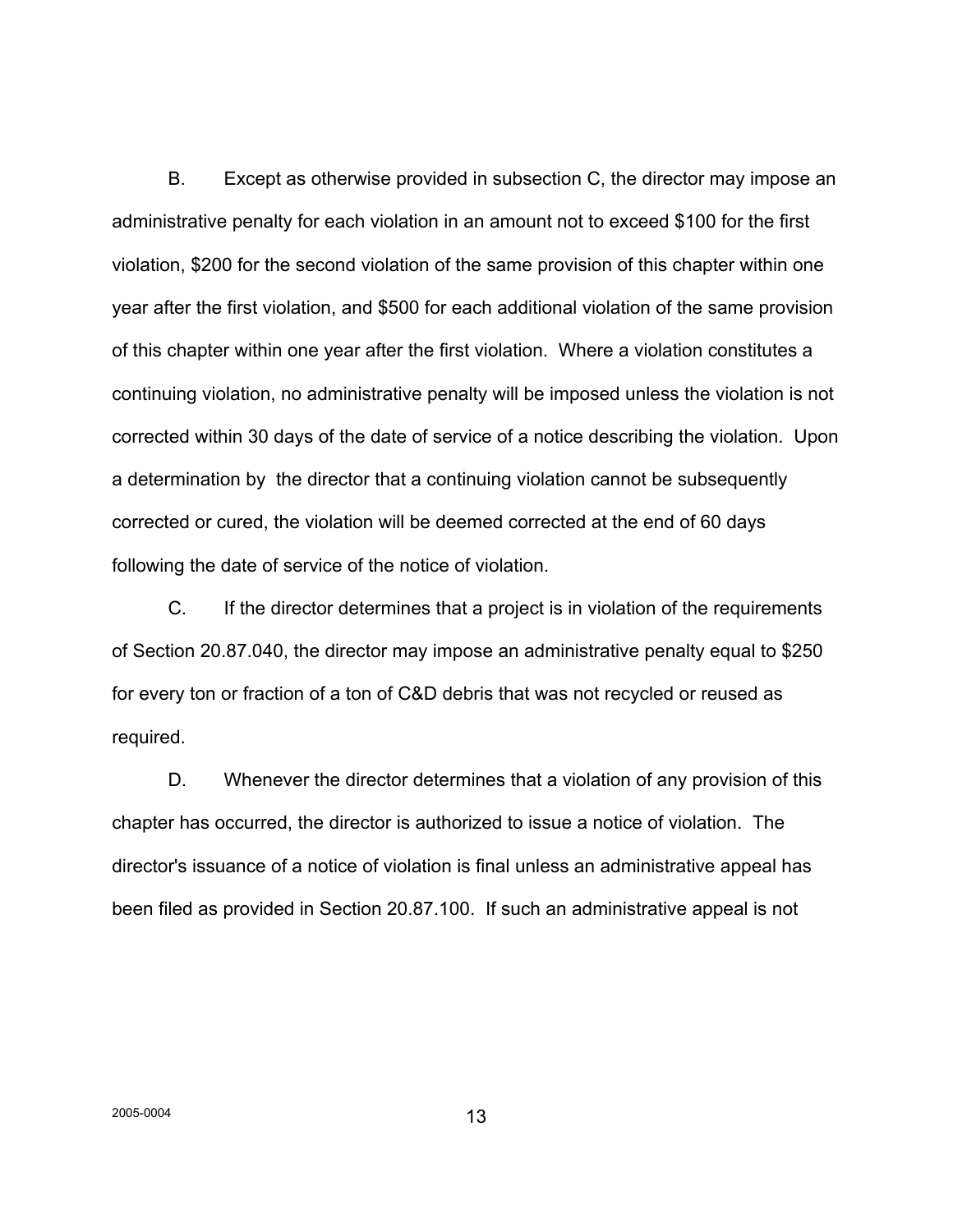B. Except as otherwise provided in subsection C, the director may impose an administrative penalty for each violation in an amount not to exceed $100 for the first violation, $200 for the second violation of the same provision of this chapter within one year after the first violation, and $500 for each additional violation of the same provision of this chapter within one year after the first violation. Where a violation constitutes a continuing violation, no administrative penalty will be imposed unless the violation is not corrected within 30 days of the date of service of a notice describing the violation. Upon a determination by the director that a continuing violation cannot be subsequently corrected or cured, the violation will be deemed corrected at the end of 60 days following the date of service of the notice of violation.

C. If the director determines that a project is in violation of the requirements of Section 20.87.040, the director may impose an administrative penalty equal to $250 for every ton or fraction of a ton of C&D debris that was not recycled or reused as required.

D. Whenever the director determines that a violation of any provision of this chapter has occurred, the director is authorized to issue a notice of violation. The director's issuance of a notice of violation is final unless an administrative appeal has been filed as provided in Section 20.87.100. If such an administrative appeal is not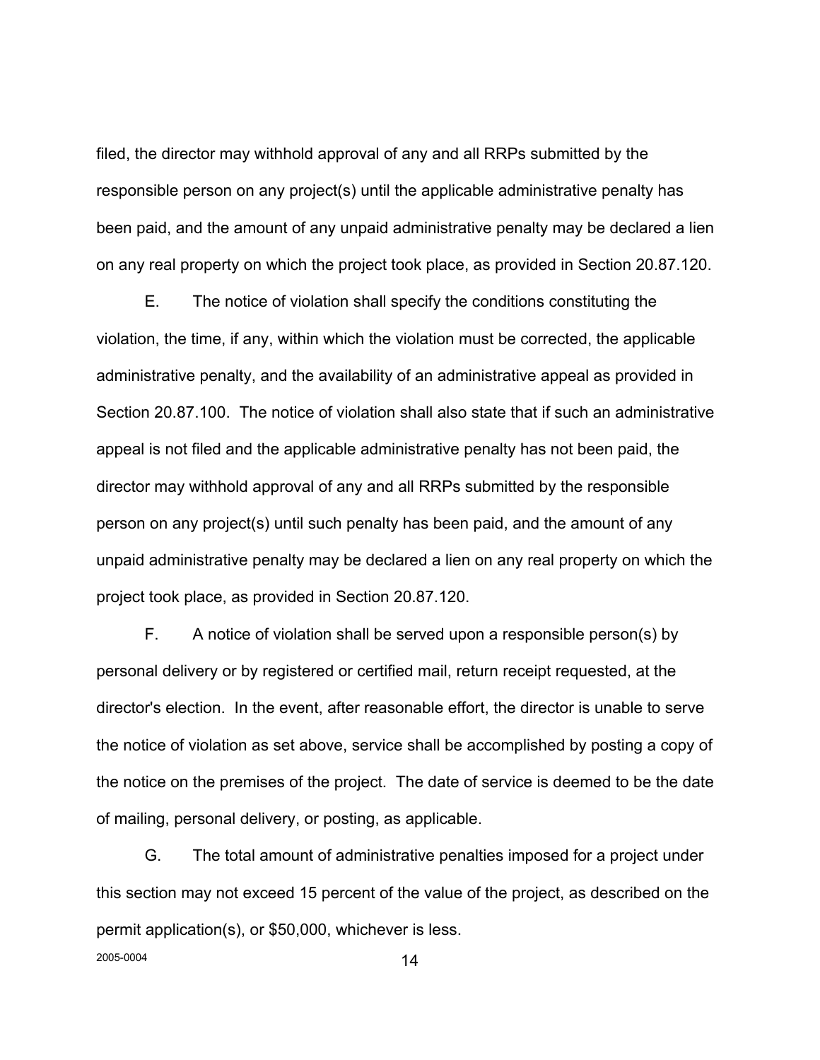filed, the director may withhold approval of any and all RRPs submitted by the responsible person on any project(s) until the applicable administrative penalty has been paid, and the amount of any unpaid administrative penalty may be declared a lien on any real property on which the project took place, as provided in Section 20.87.120.

E. The notice of violation shall specify the conditions constituting the violation, the time, if any, within which the violation must be corrected, the applicable administrative penalty, and the availability of an administrative appeal as provided in Section 20.87.100. The notice of violation shall also state that if such an administrative appeal is not filed and the applicable administrative penalty has not been paid, the director may withhold approval of any and all RRPs submitted by the responsible person on any project(s) until such penalty has been paid, and the amount of any unpaid administrative penalty may be declared a lien on any real property on which the project took place, as provided in Section 20.87.120.

F. A notice of violation shall be served upon a responsible person(s) by personal delivery or by registered or certified mail, return receipt requested, at the director's election. In the event, after reasonable effort, the director is unable to serve the notice of violation as set above, service shall be accomplished by posting a copy of the notice on the premises of the project. The date of service is deemed to be the date of mailing, personal delivery, or posting, as applicable.

G. The total amount of administrative penalties imposed for a project under this section may not exceed 15 percent of the value of the project, as described on the permit application(s), or $50,000, whichever is less.

2005-0004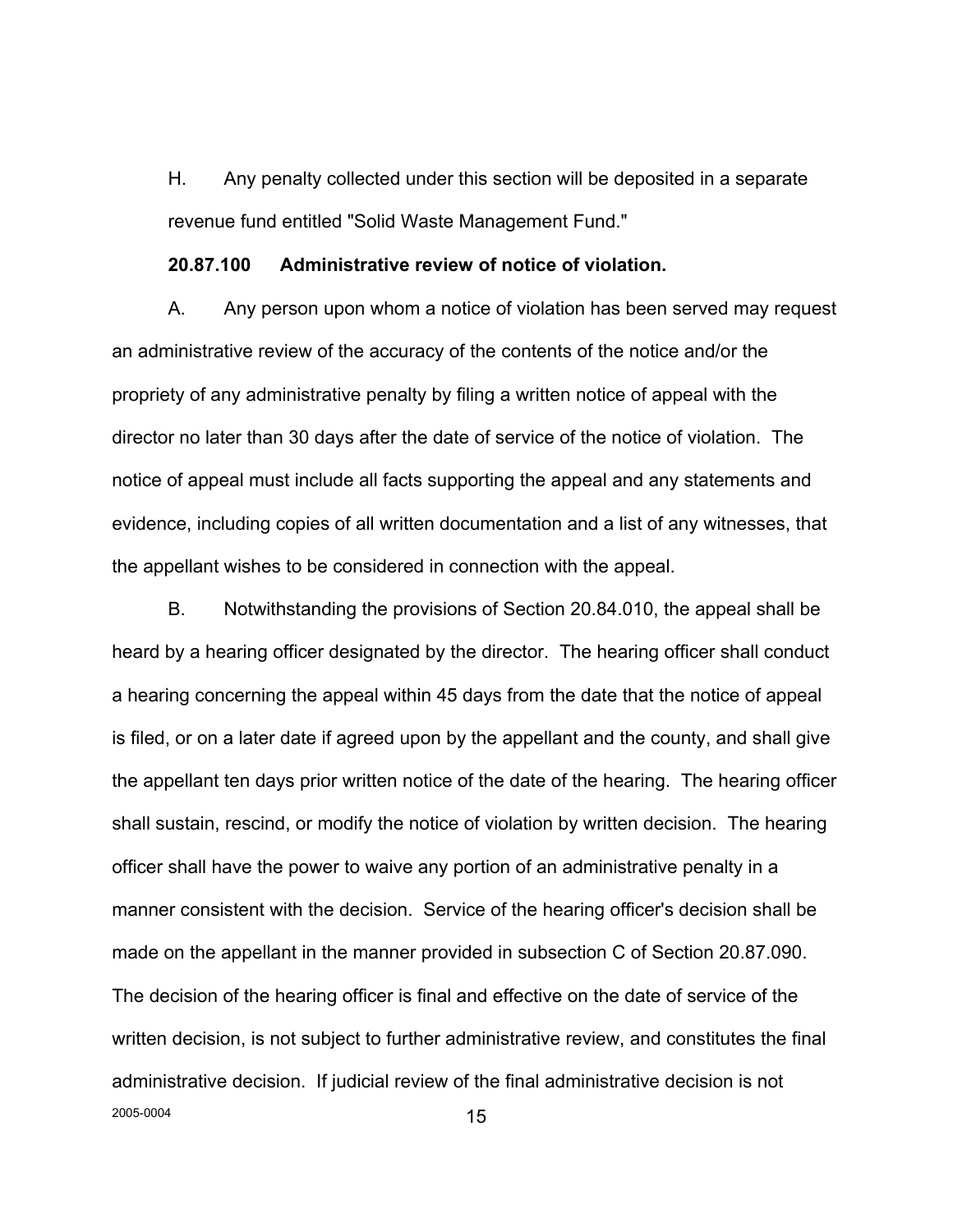H. Any penalty collected under this section will be deposited in a separate revenue fund entitled "Solid Waste Management Fund."

**20.87.100 Administrative review of notice of violation.**

A. Any person upon whom a notice of violation has been served may request an administrative review of the accuracy of the contents of the notice and/or the propriety of any administrative penalty by filing a written notice of appeal with the director no later than 30 days after the date of service of the notice of violation. The notice of appeal must include all facts supporting the appeal and any statements and evidence, including copies of all written documentation and a list of any witnesses, that the appellant wishes to be considered in connection with the appeal.

B. Notwithstanding the provisions of Section 20.84.010, the appeal shall be heard by a hearing officer designated by the director. The hearing officer shall conduct a hearing concerning the appeal within 45 days from the date that the notice of appeal is filed, or on a later date if agreed upon by the appellant and the county, and shall give the appellant ten days prior written notice of the date of the hearing. The hearing officer shall sustain, rescind, or modify the notice of violation by written decision. The hearing officer shall have the power to waive any portion of an administrative penalty in a manner consistent with the decision. Service of the hearing officer's decision shall be made on the appellant in the manner provided in subsection C of Section 20.87.090. The decision of the hearing officer is final and effective on the date of service of the written decision, is not subject to further administrative review, and constitutes the final administrative decision. If judicial review of the final administrative decision is not

2005-0004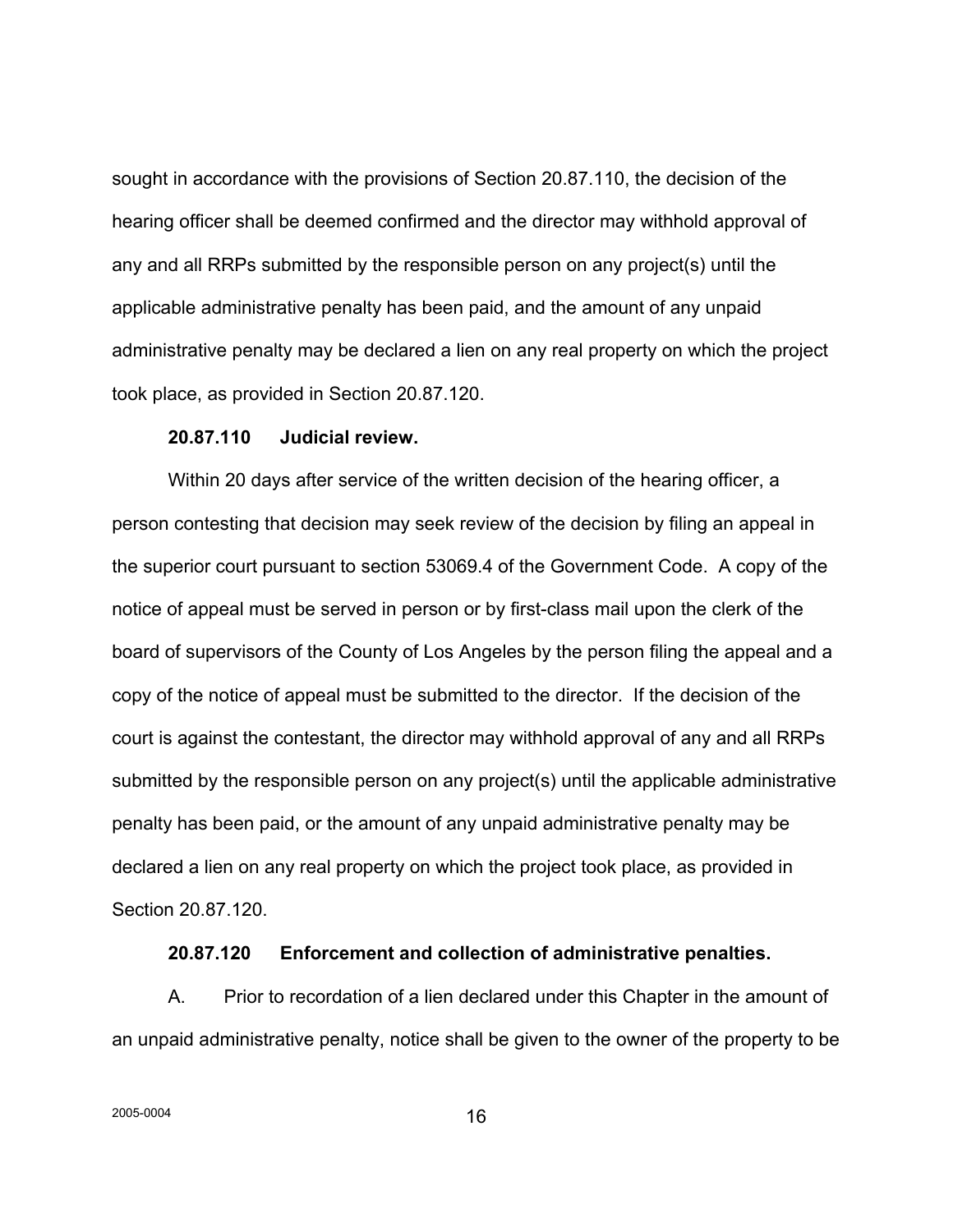sought in accordance with the provisions of Section 20.87.110, the decision of the hearing officer shall be deemed confirmed and the director may withhold approval of any and all RRPs submitted by the responsible person on any project(s) until the applicable administrative penalty has been paid, and the amount of any unpaid administrative penalty may be declared a lien on any real property on which the project took place, as provided in Section 20.87.120.

**20.87.110 Judicial review.**

Within 20 days after service of the written decision of the hearing officer, a person contesting that decision may seek review of the decision by filing an appeal in the superior court pursuant to section 53069.4 of the Government Code. A copy of the notice of appeal must be served in person or by first-class mail upon the clerk of the board of supervisors of the County of Los Angeles by the person filing the appeal and a copy of the notice of appeal must be submitted to the director. If the decision of the court is against the contestant, the director may withhold approval of any and all RRPs submitted by the responsible person on any project(s) until the applicable administrative penalty has been paid, or the amount of any unpaid administrative penalty may be declared a lien on any real property on which the project took place, as provided in Section 20.87.120.

**20.87.120 Enforcement and collection of administrative penalties.**

A. Prior to recordation of a lien declared under this Chapter in the amount of an unpaid administrative penalty, notice shall be given to the owner of the property to be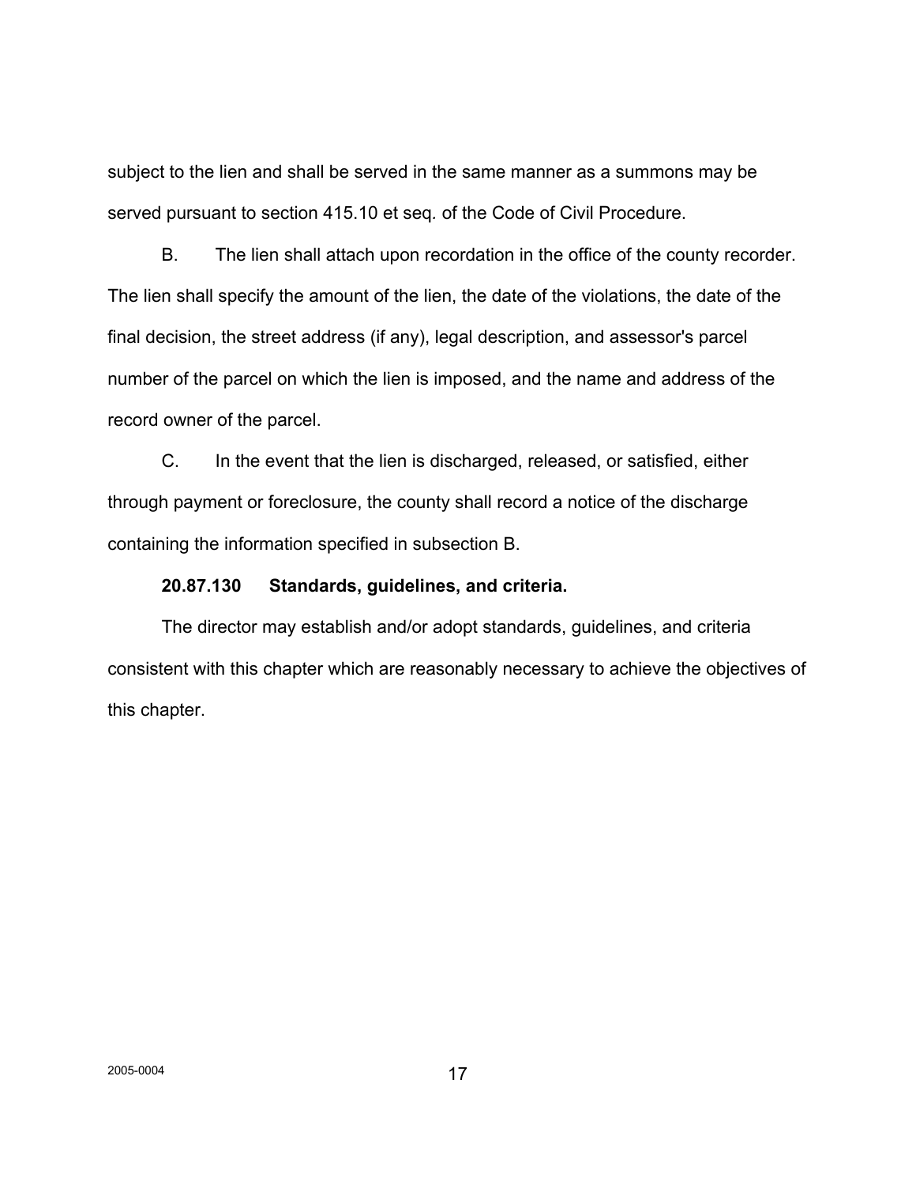subject to the lien and shall be served in the same manner as a summons may be served pursuant to section 415.10 et seq. of the Code of Civil Procedure.

B. The lien shall attach upon recordation in the office of the county recorder. The lien shall specify the amount of the lien, the date of the violations, the date of the final decision, the street address (if any), legal description, and assessor's parcel number of the parcel on which the lien is imposed, and the name and address of the record owner of the parcel.

C. In the event that the lien is discharged, released, or satisfied, either through payment or foreclosure, the county shall record a notice of the discharge containing the information specified in subsection B.

**20.87.130 Standards, guidelines, and criteria.**

The director may establish and/or adopt standards, guidelines, and criteria consistent with this chapter which are reasonably necessary to achieve the objectives of this chapter.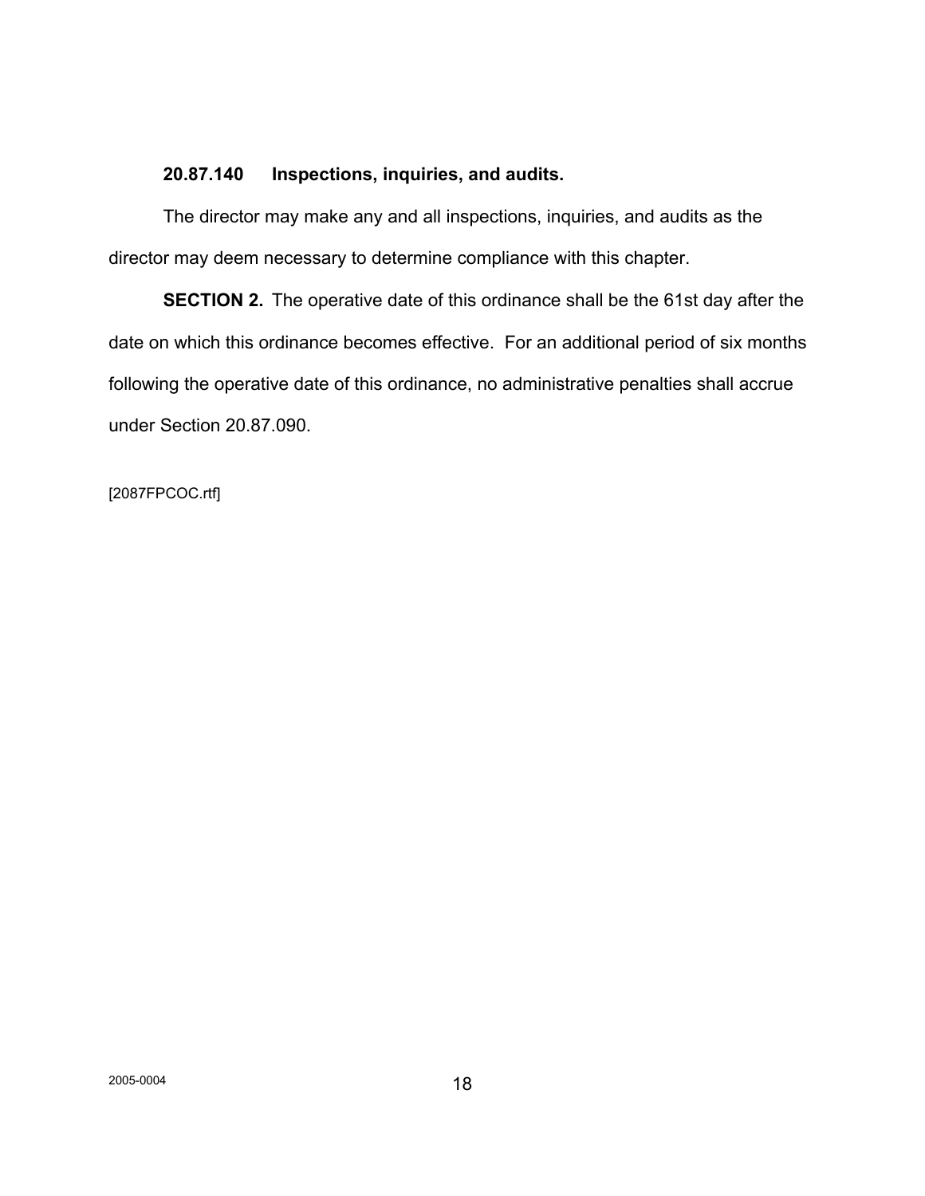**20.87.140 Inspections, inquiries, and audits.**

The director may make any and all inspections, inquiries, and audits as the director may deem necessary to determine compliance with this chapter.

**SECTION 2.** The operative date of this ordinance shall be the 61st day after the date on which this ordinance becomes effective. For an additional period of six months following the operative date of this ordinance, no administrative penalties shall accrue under Section 20.87.090.

[2087FPCOC.rtf]

2005-0004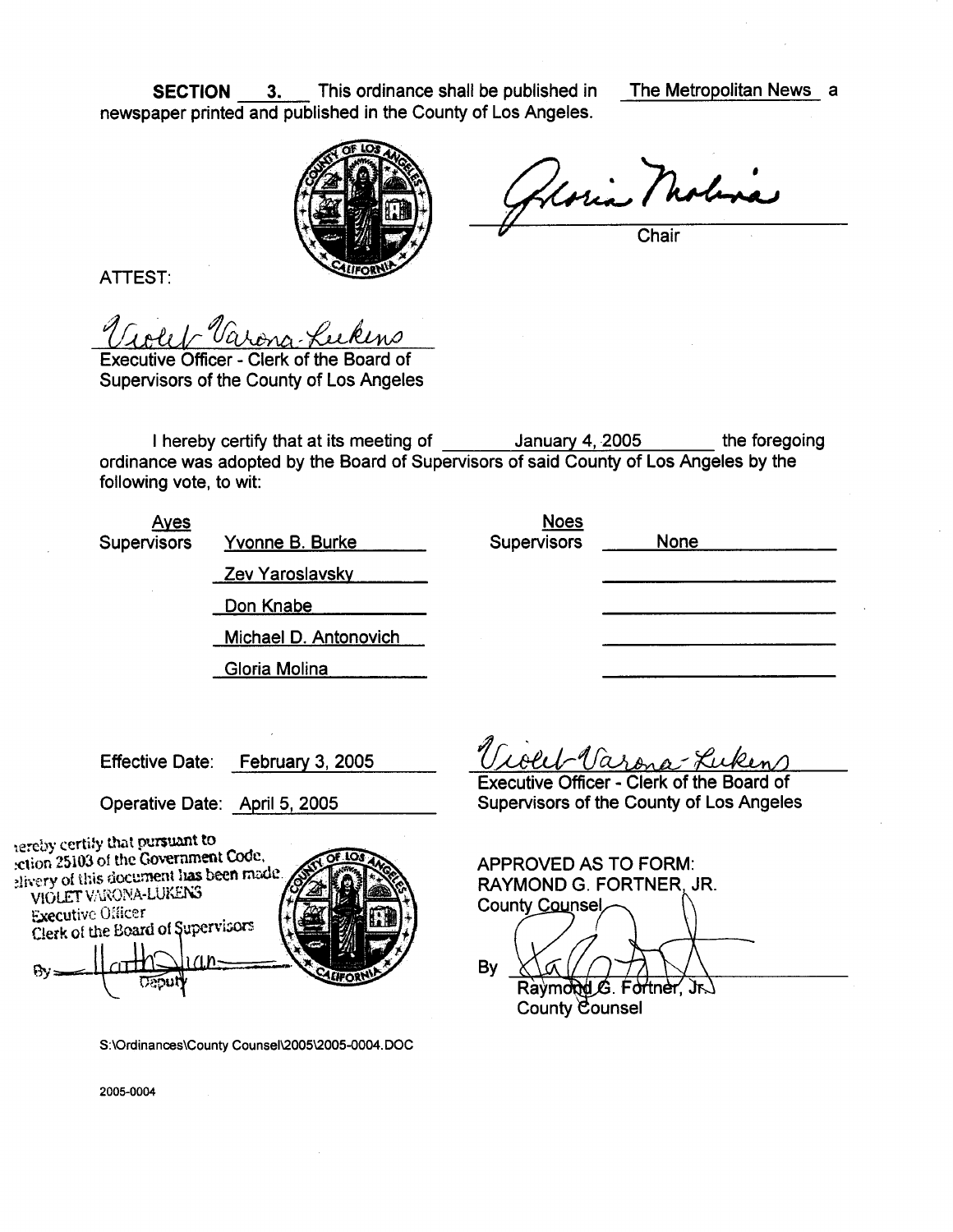**SECTION 3.** This ordinance shall be published in The Metropolitan News a newspaper printed and published in the County of Los Angeles.

Gloria Molina
Chair

ATTEST:

Violet Varona-Lukens
Executive Officer - Clerk of the Board of Supervisors of the County of Los Angeles

I hereby certify that at its meeting of January 4, 2005 the foregoing ordinance was adopted by the Board of Supervisors of said County of Los Angeles by the following vote, to wit:

| Ayes | | Noes | |
|---|---|---|---|
| Supervisors | Yvonne B. Burke | Supervisors | None |
| | Zev Yaroslavsky | | |
| | Don Knabe | | |
| | Michael D. Antonovich | | |
| | Gloria Molina | | |

Effective Date: February 3, 2005

Operative Date: April 5, 2005

Violet Varona-Lukens
Executive Officer - Clerk of the Board of Supervisors of the County of Los Angeles

ereby certify that pursuant to
ection 25103 of the Government Code,
elivery of this document has been made.
VIOLET VARONA-LUKENS
Executive Officer
Clerk of the Board of Supervisors
By
Deputy

APPROVED AS TO FORM:
RAYMOND G. FORTNER, JR.
County Counsel

By
Raymond G. Fortner, Jr.
County Counsel

S:\Ordinances\County Counsel\2005\2005-0004.DOC

2005-0004